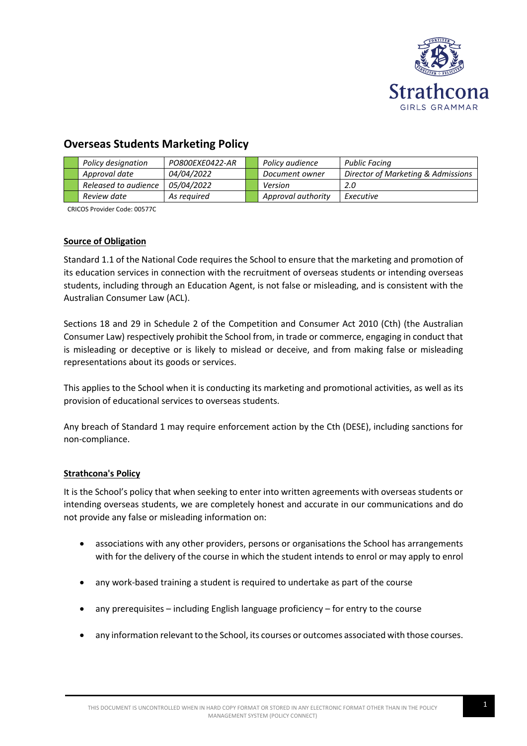# Overseas Students Marketing Policy

| | | | | |
|---|---|---|---|---|
| *Policy designation* | *PO800EXE0422-AR* | | *Policy audience* | *Public Facing* |
| *Approval date* | *04/04/2022* | | *Document owner* | *Director of Marketing & Admissions* |
| *Released to audience* | *05/04/2022* | | *Version* | *2.0* |
| *Review date* | *As required* | | *Approval authority* | *Executive* |

CRICOS Provider Code: 00577C

## Source of Obligation

Standard 1.1 of the National Code requires the School to ensure that the marketing and promotion of its education services in connection with the recruitment of overseas students or intending overseas students, including through an Education Agent, is not false or misleading, and is consistent with the Australian Consumer Law (ACL).

Sections 18 and 29 in Schedule 2 of the Competition and Consumer Act 2010 (Cth) (the Australian Consumer Law) respectively prohibit the School from, in trade or commerce, engaging in conduct that is misleading or deceptive or is likely to mislead or deceive, and from making false or misleading representations about its goods or services.

This applies to the School when it is conducting its marketing and promotional activities, as well as its provision of educational services to overseas students.

Any breach of Standard 1 may require enforcement action by the Cth (DESE), including sanctions for non-compliance.

## Strathcona's Policy

It is the School's policy that when seeking to enter into written agreements with overseas students or intending overseas students, we are completely honest and accurate in our communications and do not provide any false or misleading information on:

- associations with any other providers, persons or organisations the School has arrangements with for the delivery of the course in which the student intends to enrol or may apply to enrol
- any work-based training a student is required to undertake as part of the course
- any prerequisites – including English language proficiency – for entry to the course
- any information relevant to the School, its courses or outcomes associated with those courses.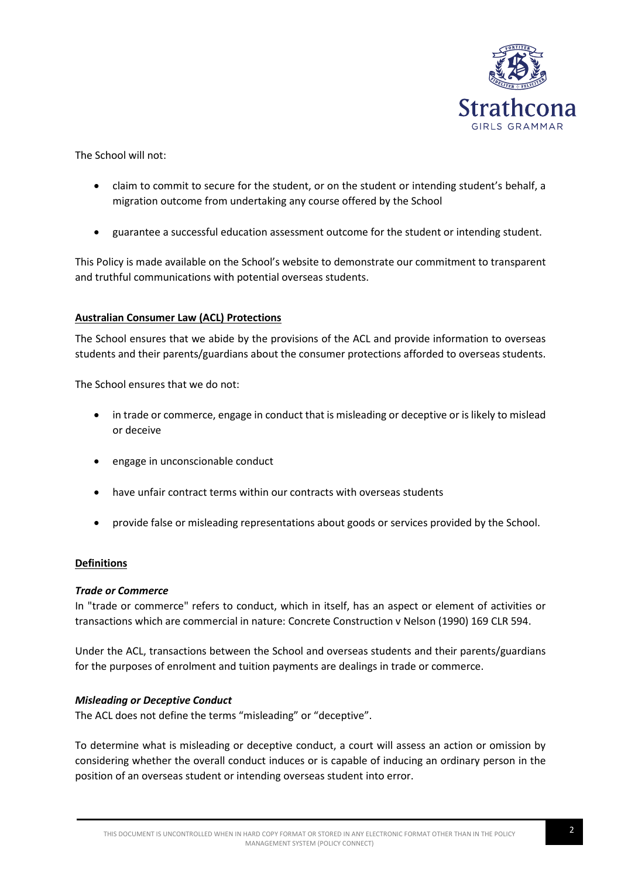The School will not:

- claim to commit to secure for the student, or on the student or intending student's behalf, a migration outcome from undertaking any course offered by the School
- guarantee a successful education assessment outcome for the student or intending student.

This Policy is made available on the School's website to demonstrate our commitment to transparent and truthful communications with potential overseas students.

**Australian Consumer Law (ACL) Protections**

The School ensures that we abide by the provisions of the ACL and provide information to overseas students and their parents/guardians about the consumer protections afforded to overseas students.

The School ensures that we do not:

- in trade or commerce, engage in conduct that is misleading or deceptive or is likely to mislead or deceive
- engage in unconscionable conduct
- have unfair contract terms within our contracts with overseas students
- provide false or misleading representations about goods or services provided by the School.

**Definitions**

***Trade or Commerce***

In "trade or commerce" refers to conduct, which in itself, has an aspect or element of activities or transactions which are commercial in nature: Concrete Construction v Nelson (1990) 169 CLR 594.

Under the ACL, transactions between the School and overseas students and their parents/guardians for the purposes of enrolment and tuition payments are dealings in trade or commerce.

***Misleading or Deceptive Conduct***

The ACL does not define the terms "misleading" or "deceptive".

To determine what is misleading or deceptive conduct, a court will assess an action or omission by considering whether the overall conduct induces or is capable of inducing an ordinary person in the position of an overseas student or intending overseas student into error.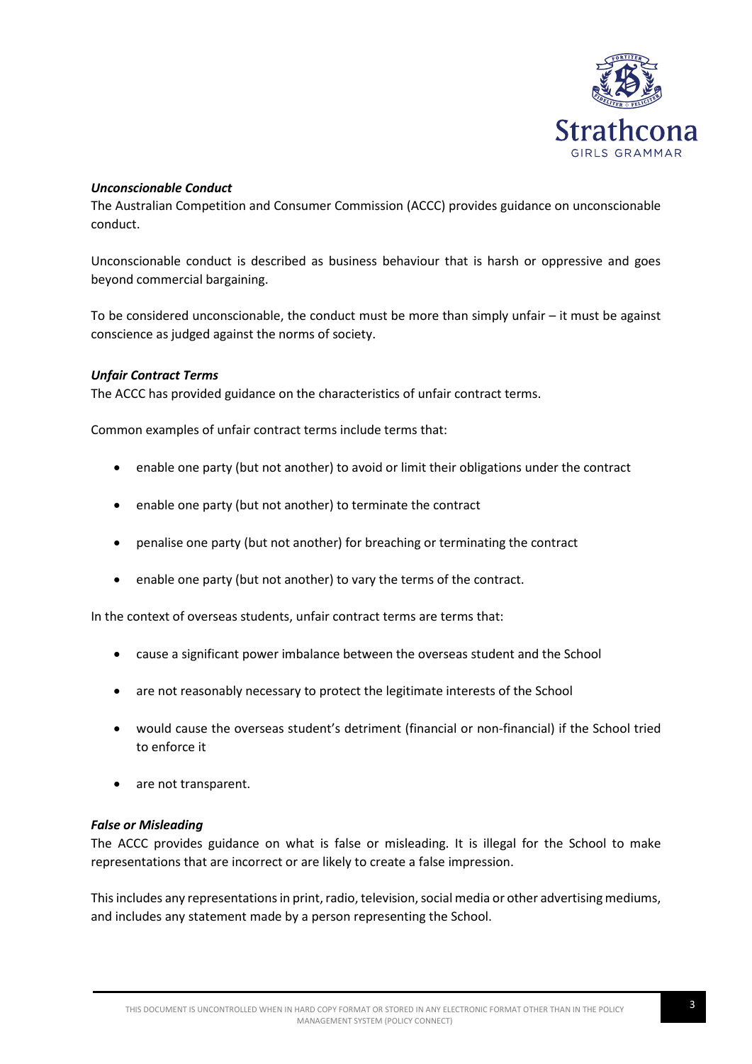***Unconscionable Conduct***

The Australian Competition and Consumer Commission (ACCC) provides guidance on unconscionable conduct.

Unconscionable conduct is described as business behaviour that is harsh or oppressive and goes beyond commercial bargaining.

To be considered unconscionable, the conduct must be more than simply unfair – it must be against conscience as judged against the norms of society.

***Unfair Contract Terms***

The ACCC has provided guidance on the characteristics of unfair contract terms.

Common examples of unfair contract terms include terms that:

- enable one party (but not another) to avoid or limit their obligations under the contract
- enable one party (but not another) to terminate the contract
- penalise one party (but not another) for breaching or terminating the contract
- enable one party (but not another) to vary the terms of the contract.

In the context of overseas students, unfair contract terms are terms that:

- cause a significant power imbalance between the overseas student and the School
- are not reasonably necessary to protect the legitimate interests of the School
- would cause the overseas student's detriment (financial or non-financial) if the School tried to enforce it
- are not transparent.

***False or Misleading***

The ACCC provides guidance on what is false or misleading. It is illegal for the School to make representations that are incorrect or are likely to create a false impression.

This includes any representations in print, radio, television, social media or other advertising mediums, and includes any statement made by a person representing the School.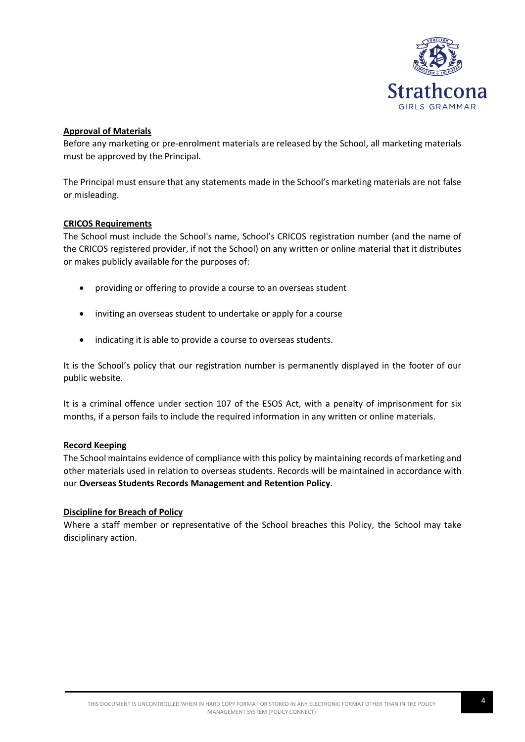**Approval of Materials**

Before any marketing or pre-enrolment materials are released by the School, all marketing materials must be approved by the Principal.

The Principal must ensure that any statements made in the School's marketing materials are not false or misleading.

**CRICOS Requirements**

The School must include the School's name, School's CRICOS registration number (and the name of the CRICOS registered provider, if not the School) on any written or online material that it distributes or makes publicly available for the purposes of:

- providing or offering to provide a course to an overseas student
- inviting an overseas student to undertake or apply for a course
- indicating it is able to provide a course to overseas students.

It is the School's policy that our registration number is permanently displayed in the footer of our public website.

It is a criminal offence under section 107 of the ESOS Act, with a penalty of imprisonment for six months, if a person fails to include the required information in any written or online materials.

**Record Keeping**

The School maintains evidence of compliance with this policy by maintaining records of marketing and other materials used in relation to overseas students. Records will be maintained in accordance with our **Overseas Students Records Management and Retention Policy**.

**Discipline for Breach of Policy**

Where a staff member or representative of the School breaches this Policy, the School may take disciplinary action.